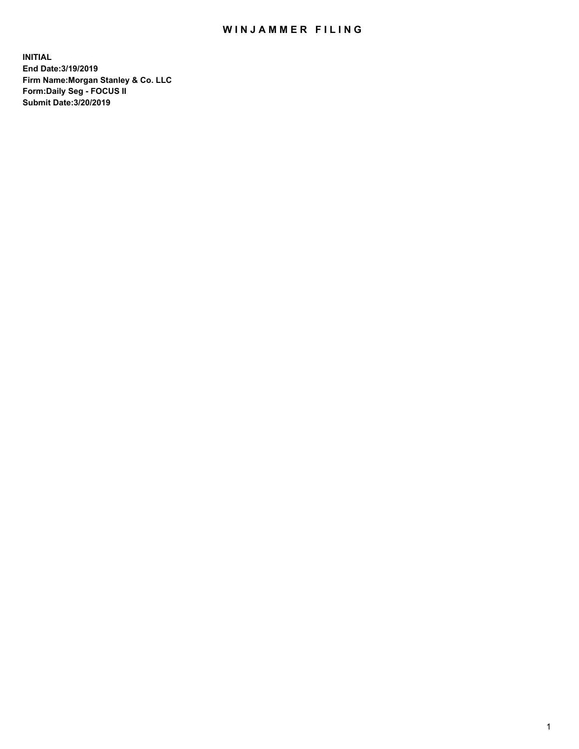# WINJAMMER FILING

**INITIAL**
**End Date:3/19/2019**
**Firm Name:Morgan Stanley & Co. LLC**
**Form:Daily Seg - FOCUS II**
**Submit Date:3/20/2019**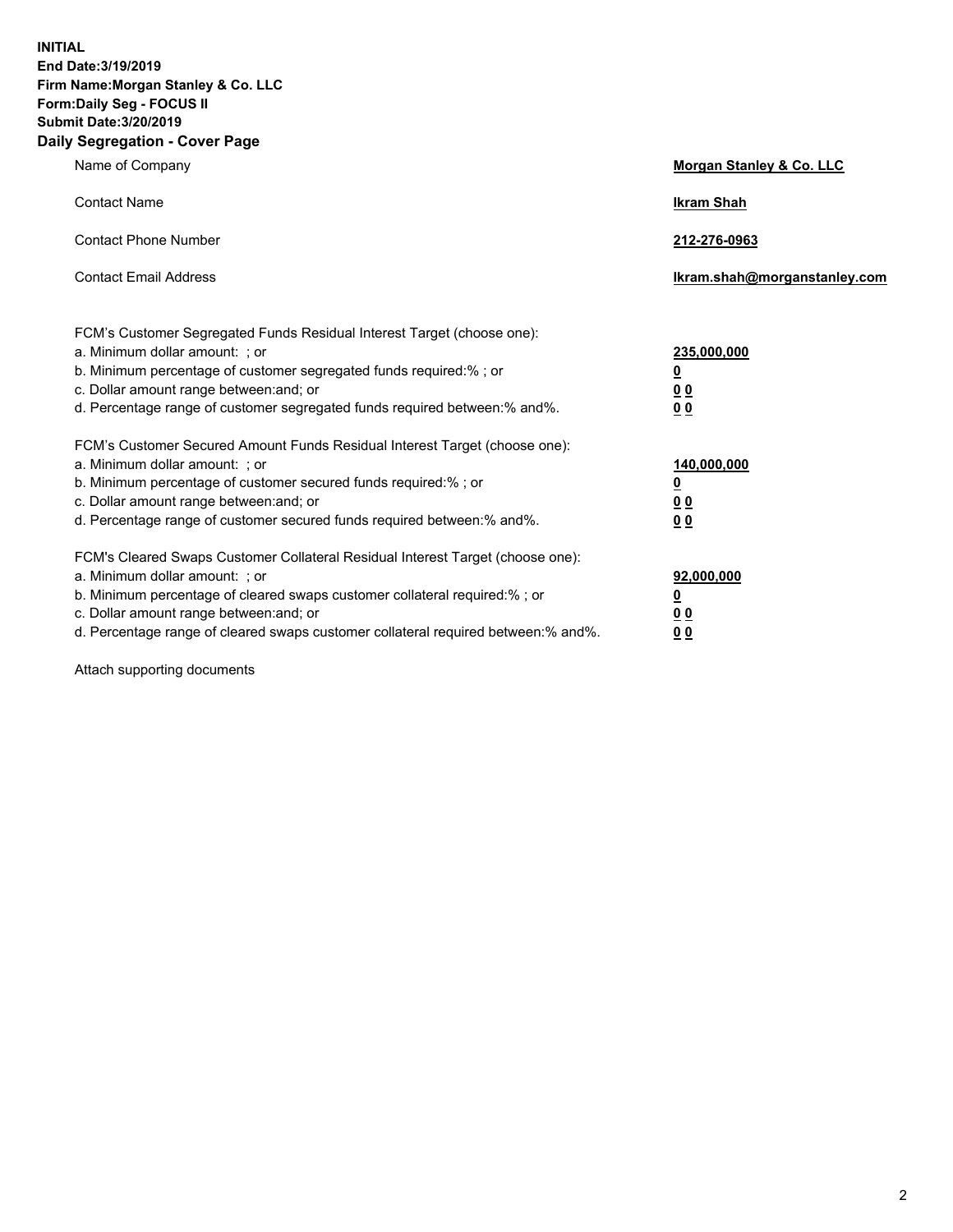**INITIAL**
**End Date:3/19/2019**
**Firm Name:Morgan Stanley & Co. LLC**
**Form:Daily Seg - FOCUS II**
**Submit Date:3/20/2019**
**Daily Segregation - Cover Page**

| | |
|---|---|
| Name of Company | **Morgan Stanley & Co. LLC** |
| Contact Name | **Ikram Shah** |
| Contact Phone Number | **212-276-0963** |
| Contact Email Address | **Ikram.shah@morganstanley.com** |

| | |
|---|---|
| FCM's Customer Segregated Funds Residual Interest Target (choose one): | |
| a. Minimum dollar amount: ; or | **235,000,000** |
| b. Minimum percentage of customer segregated funds required:% ; or | **0** |
| c. Dollar amount range between:and; or | **0 0** |
| d. Percentage range of customer segregated funds required between:% and%. | **0 0** |
| FCM's Customer Secured Amount Funds Residual Interest Target (choose one): | |
| a. Minimum dollar amount: ; or | **140,000,000** |
| b. Minimum percentage of customer secured funds required:% ; or | **0** |
| c. Dollar amount range between:and; or | **0 0** |
| d. Percentage range of customer secured funds required between:% and%. | **0 0** |
| FCM's Cleared Swaps Customer Collateral Residual Interest Target (choose one): | |
| a. Minimum dollar amount: ; or | **92,000,000** |
| b. Minimum percentage of cleared swaps customer collateral required:% ; or | **0** |
| c. Dollar amount range between:and; or | **0 0** |
| d. Percentage range of cleared swaps customer collateral required between:% and%. | **0 0** |

Attach supporting documents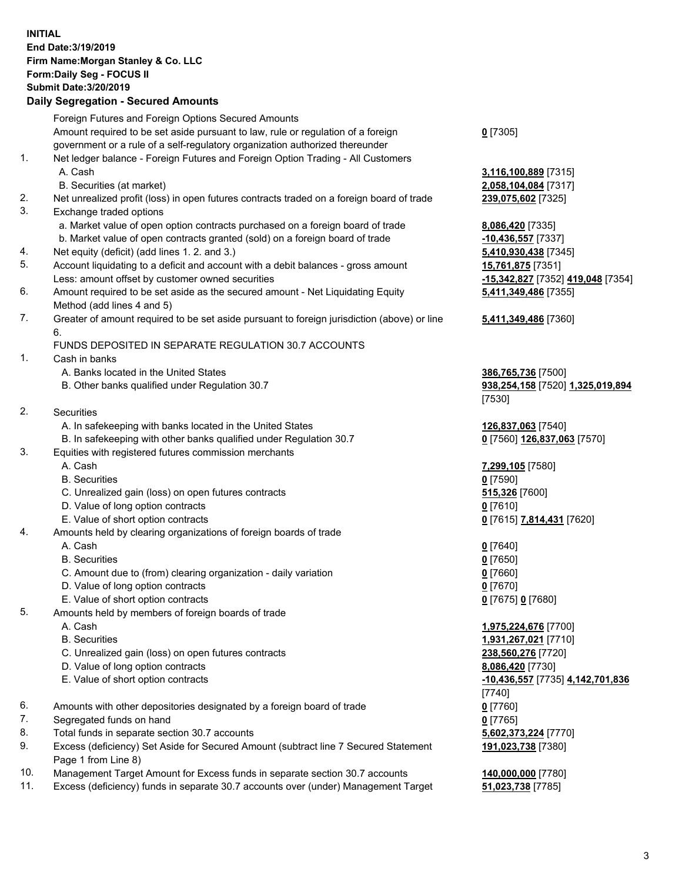**INITIAL**
**End Date:3/19/2019**
**Firm Name:Morgan Stanley & Co. LLC**
**Form:Daily Seg - FOCUS II**
**Submit Date:3/20/2019**

## Daily Segregation - Secured Amounts

| | | |
|---|---|---|
| | Foreign Futures and Foreign Options Secured Amounts | |
| | Amount required to be set aside pursuant to law, rule or regulation of a foreign government or a rule of a self-regulatory organization authorized thereunder | **0** [7305] |
| 1. | Net ledger balance - Foreign Futures and Foreign Option Trading - All Customers | |
| | A. Cash | **3,116,100,889** [7315] |
| | B. Securities (at market) | **2,058,104,084** [7317] |
| 2. | Net unrealized profit (loss) in open futures contracts traded on a foreign board of trade | **239,075,602** [7325] |
| 3. | Exchange traded options | |
| | a. Market value of open option contracts purchased on a foreign board of trade | **8,086,420** [7335] |
| | b. Market value of open contracts granted (sold) on a foreign board of trade | **-10,436,557** [7337] |
| 4. | Net equity (deficit) (add lines 1. 2. and 3.) | **5,410,930,438** [7345] |
| 5. | Account liquidating to a deficit and account with a debit balances - gross amount | **15,761,875** [7351] |
| | Less: amount offset by customer owned securities | **-15,342,827** [7352] **419,048** [7354] |
| 6. | Amount required to be set aside as the secured amount - Net Liquidating Equity Method (add lines 4 and 5) | **5,411,349,486** [7355] |
| 7. | Greater of amount required to be set aside pursuant to foreign jurisdiction (above) or line 6. | **5,411,349,486** [7360] |
| | FUNDS DEPOSITED IN SEPARATE REGULATION 30.7 ACCOUNTS | |
| 1. | Cash in banks | |
| | A. Banks located in the United States | **386,765,736** [7500] |
| | B. Other banks qualified under Regulation 30.7 | **938,254,158** [7520] **1,325,019,894** [7530] |
| 2. | Securities | |
| | A. In safekeeping with banks located in the United States | **126,837,063** [7540] |
| | B. In safekeeping with other banks qualified under Regulation 30.7 | **0** [7560] **126,837,063** [7570] |
| 3. | Equities with registered futures commission merchants | |
| | A. Cash | **7,299,105** [7580] |
| | B. Securities | **0** [7590] |
| | C. Unrealized gain (loss) on open futures contracts | **515,326** [7600] |
| | D. Value of long option contracts | **0** [7610] |
| | E. Value of short option contracts | **0** [7615] **7,814,431** [7620] |
| 4. | Amounts held by clearing organizations of foreign boards of trade | |
| | A. Cash | **0** [7640] |
| | B. Securities | **0** [7650] |
| | C. Amount due to (from) clearing organization - daily variation | **0** [7660] |
| | D. Value of long option contracts | **0** [7670] |
| | E. Value of short option contracts | **0** [7675] **0** [7680] |
| 5. | Amounts held by members of foreign boards of trade | |
| | A. Cash | **1,975,224,676** [7700] |
| | B. Securities | **1,931,267,021** [7710] |
| | C. Unrealized gain (loss) on open futures contracts | **238,560,276** [7720] |
| | D. Value of long option contracts | **8,086,420** [7730] |
| | E. Value of short option contracts | **-10,436,557** [7735] **4,142,701,836** [7740] |
| 6. | Amounts with other depositories designated by a foreign board of trade | **0** [7760] |
| 7. | Segregated funds on hand | **0** [7765] |
| 8. | Total funds in separate section 30.7 accounts | **5,602,373,224** [7770] |
| 9. | Excess (deficiency) Set Aside for Secured Amount (subtract line 7 Secured Statement Page 1 from Line 8) | **191,023,738** [7380] |
| 10. | Management Target Amount for Excess funds in separate section 30.7 accounts | **140,000,000** [7780] |
| 11. | Excess (deficiency) funds in separate 30.7 accounts over (under) Management Target | **51,023,738** [7785] |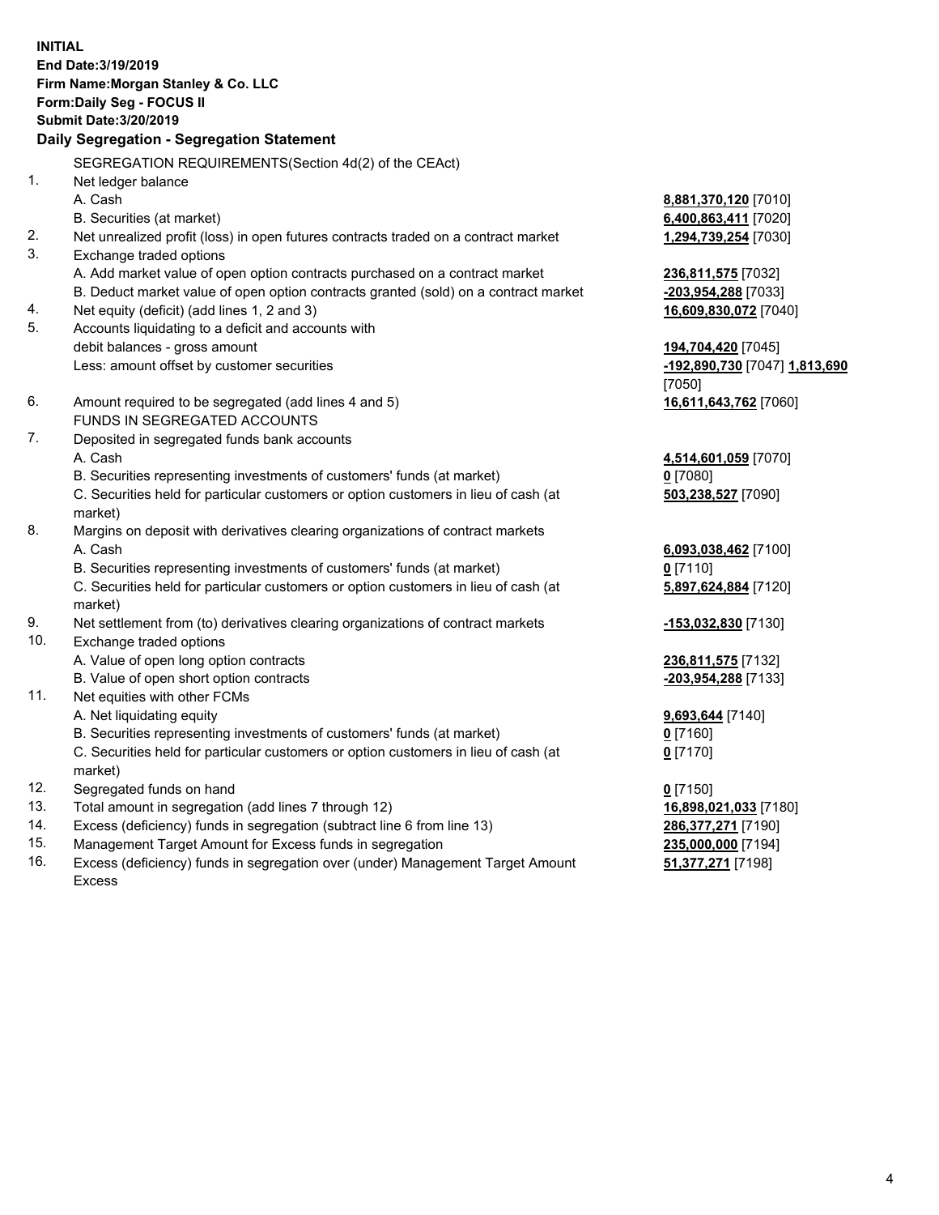**INITIAL**
**End Date:3/19/2019**
**Firm Name:Morgan Stanley & Co. LLC**
**Form:Daily Seg - FOCUS II**
**Submit Date:3/20/2019**

## Daily Segregation - Segregation Statement

SEGREGATION REQUIREMENTS(Section 4d(2) of the CEAct)

| | | |
|---|---|---|
| 1. | Net ledger balance | |
| | A. Cash | **8,881,370,120** [7010] |
| | B. Securities (at market) | **6,400,863,411** [7020] |
| 2. | Net unrealized profit (loss) in open futures contracts traded on a contract market | **1,294,739,254** [7030] |
| 3. | Exchange traded options | |
| | A. Add market value of open option contracts purchased on a contract market | **236,811,575** [7032] |
| | B. Deduct market value of open option contracts granted (sold) on a contract market | **-203,954,288** [7033] |
| 4. | Net equity (deficit) (add lines 1, 2 and 3) | **16,609,830,072** [7040] |
| 5. | Accounts liquidating to a deficit and accounts with debit balances - gross amount | **194,704,420** [7045] |
| | Less: amount offset by customer securities | **-192,890,730** [7047] **1,813,690** [7050] |
| 6. | Amount required to be segregated (add lines 4 and 5) | **16,611,643,762** [7060] |
| | FUNDS IN SEGREGATED ACCOUNTS | |
| 7. | Deposited in segregated funds bank accounts | |
| | A. Cash | **4,514,601,059** [7070] |
| | B. Securities representing investments of customers' funds (at market) | **0** [7080] |
| | C. Securities held for particular customers or option customers in lieu of cash (at market) | **503,238,527** [7090] |
| 8. | Margins on deposit with derivatives clearing organizations of contract markets | |
| | A. Cash | **6,093,038,462** [7100] |
| | B. Securities representing investments of customers' funds (at market) | **0** [7110] |
| | C. Securities held for particular customers or option customers in lieu of cash (at market) | **5,897,624,884** [7120] |
| 9. | Net settlement from (to) derivatives clearing organizations of contract markets | **-153,032,830** [7130] |
| 10. | Exchange traded options | |
| | A. Value of open long option contracts | **236,811,575** [7132] |
| | B. Value of open short option contracts | **-203,954,288** [7133] |
| 11. | Net equities with other FCMs | |
| | A. Net liquidating equity | **9,693,644** [7140] |
| | B. Securities representing investments of customers' funds (at market) | **0** [7160] |
| | C. Securities held for particular customers or option customers in lieu of cash (at market) | **0** [7170] |
| 12. | Segregated funds on hand | **0** [7150] |
| 13. | Total amount in segregation (add lines 7 through 12) | **16,898,021,033** [7180] |
| 14. | Excess (deficiency) funds in segregation (subtract line 6 from line 13) | **286,377,271** [7190] |
| 15. | Management Target Amount for Excess funds in segregation | **235,000,000** [7194] |
| 16. | Excess (deficiency) funds in segregation over (under) Management Target Amount Excess | **51,377,271** [7198] |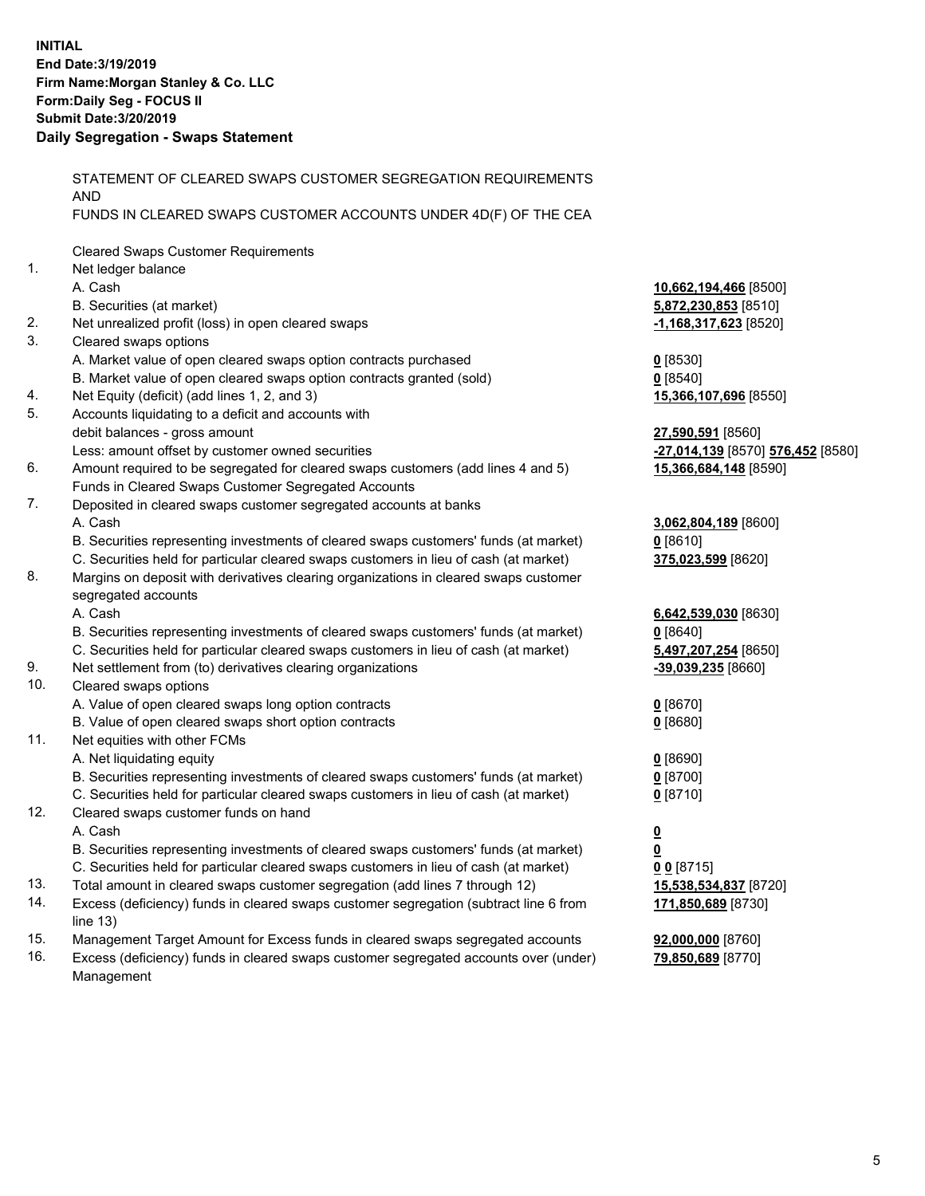**INITIAL**
**End Date:3/19/2019**
**Firm Name:Morgan Stanley & Co. LLC**
**Form:Daily Seg - FOCUS II**
**Submit Date:3/20/2019**
**Daily Segregation - Swaps Statement**

STATEMENT OF CLEARED SWAPS CUSTOMER SEGREGATION REQUIREMENTS AND FUNDS IN CLEARED SWAPS CUSTOMER ACCOUNTS UNDER 4D(F) OF THE CEA

| | | |
|---|---|---|
| | Cleared Swaps Customer Requirements | |
| 1. | Net ledger balance | |
| | A. Cash | **10,662,194,466** [8500] |
| | B. Securities (at market) | **5,872,230,853** [8510] |
| 2. | Net unrealized profit (loss) in open cleared swaps | **-1,168,317,623** [8520] |
| 3. | Cleared swaps options | |
| | A. Market value of open cleared swaps option contracts purchased | **0** [8530] |
| | B. Market value of open cleared swaps option contracts granted (sold) | **0** [8540] |
| 4. | Net Equity (deficit) (add lines 1, 2, and 3) | **15,366,107,696** [8550] |
| 5. | Accounts liquidating to a deficit and accounts with | |
| | debit balances - gross amount | **27,590,591** [8560] |
| | Less: amount offset by customer owned securities | **-27,014,139** [8570] **576,452** [8580] |
| 6. | Amount required to be segregated for cleared swaps customers (add lines 4 and 5) | **15,366,684,148** [8590] |
| | Funds in Cleared Swaps Customer Segregated Accounts | |
| 7. | Deposited in cleared swaps customer segregated accounts at banks | |
| | A. Cash | **3,062,804,189** [8600] |
| | B. Securities representing investments of cleared swaps customers' funds (at market) | **0** [8610] |
| | C. Securities held for particular cleared swaps customers in lieu of cash (at market) | **375,023,599** [8620] |
| 8. | Margins on deposit with derivatives clearing organizations in cleared swaps customer segregated accounts | |
| | A. Cash | **6,642,539,030** [8630] |
| | B. Securities representing investments of cleared swaps customers' funds (at market) | **0** [8640] |
| | C. Securities held for particular cleared swaps customers in lieu of cash (at market) | **5,497,207,254** [8650] |
| 9. | Net settlement from (to) derivatives clearing organizations | **-39,039,235** [8660] |
| 10. | Cleared swaps options | |
| | A. Value of open cleared swaps long option contracts | **0** [8670] |
| | B. Value of open cleared swaps short option contracts | **0** [8680] |
| 11. | Net equities with other FCMs | |
| | A. Net liquidating equity | **0** [8690] |
| | B. Securities representing investments of cleared swaps customers' funds (at market) | **0** [8700] |
| | C. Securities held for particular cleared swaps customers in lieu of cash (at market) | **0** [8710] |
| 12. | Cleared swaps customer funds on hand | |
| | A. Cash | **0** |
| | B. Securities representing investments of cleared swaps customers' funds (at market) | **0** |
| | C. Securities held for particular cleared swaps customers in lieu of cash (at market) | **0** **0** [8715] |
| 13. | Total amount in cleared swaps customer segregation (add lines 7 through 12) | **15,538,534,837** [8720] |
| 14. | Excess (deficiency) funds in cleared swaps customer segregation (subtract line 6 from line 13) | **171,850,689** [8730] |
| 15. | Management Target Amount for Excess funds in cleared swaps segregated accounts | **92,000,000** [8760] |
| 16. | Excess (deficiency) funds in cleared swaps customer segregated accounts over (under) Management | **79,850,689** [8770] |